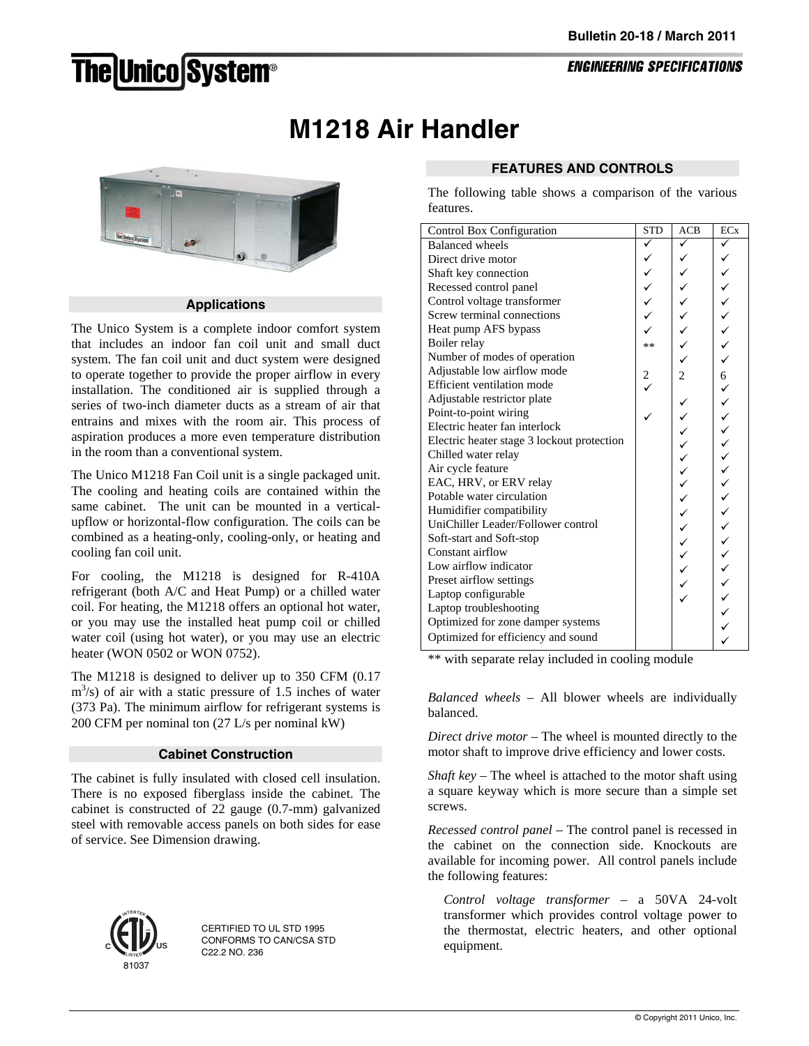# M1218 Air Handler

## Applications

The Unico System is a complete indoor comfort system that includes an indoor fan coil unit and small duct system. The fan coil unit and duct system were designed to operate together to provide the proper airflow in every installation. The conditioned air is supplied through a series of two-inch diameter ducts as a stream of air that entrains and mixes with the room air. This process of aspiration produces a more even temperature distribution in the room than a conventional system.

The Unico M1218 Fan Coil unit is a single packaged unit. The cooling and heating coils are contained within the same cabinet. The unit can be mounted in a vertical-upflow or horizontal-flow configuration. The coils can be combined as a heating-only, cooling-only, or heating and cooling fan coil unit.

For cooling, the M1218 is designed for R-410A refrigerant (both A/C and Heat Pump) or a chilled water coil. For heating, the M1218 offers an optional hot water, or you may use the installed heat pump coil or chilled water coil (using hot water), or you may use an electric heater (WON 0502 or WON 0752).

The M1218 is designed to deliver up to 350 CFM (0.17 $m^3/s$) of air with a static pressure of 1.5 inches of water (373 Pa). The minimum airflow for refrigerant systems is 200 CFM per nominal ton (27 L/s per nominal kW)

## Cabinet Construction

The cabinet is fully insulated with closed cell insulation. There is no exposed fiberglass inside the cabinet. The cabinet is constructed of 22 gauge (0.7-mm) galvanized steel with removable access panels on both sides for ease of service. See Dimension drawing.

CERTIFIED TO UL STD 1995
CONFORMS TO CAN/CSA STD C22.2 NO. 236

## FEATURES AND CONTROLS

The following table shows a comparison of the various features.

| Control Box Configuration | STD | ACB | ECx |
|---|---|---|---|
| Balanced wheels | ✓ | ✓ | ✓ |
| Direct drive motor | ✓ | ✓ | ✓ |
| Shaft key connection | ✓ | ✓ | ✓ |
| Recessed control panel | ✓ | ✓ | ✓ |
| Control voltage transformer | ✓ | ✓ | ✓ |
| Screw terminal connections | ✓ | ✓ | ✓ |
| Heat pump AFS bypass | ✓ | ✓ | ✓ |
| Boiler relay | ** | ✓ | ✓ |
| Number of modes of operation | | ✓ | ✓ |
| Adjustable low airflow mode | 2 | 2 | 6 |
| Efficient ventilation mode | ✓ | | ✓ |
| Adjustable restrictor plate | | ✓ | ✓ |
| Point-to-point wiring | ✓ | ✓ | ✓ |
| Electric heater fan interlock | | ✓ | ✓ |
| Electric heater stage 3 lockout protection | | ✓ | ✓ |
| Chilled water relay | | ✓ | ✓ |
| Air cycle feature | | ✓ | ✓ |
| EAC, HRV, or ERV relay | | ✓ | ✓ |
| Potable water circulation | | ✓ | ✓ |
| Humidifier compatibility | | ✓ | ✓ |
| UniChiller Leader/Follower control | | ✓ | ✓ |
| Soft-start and Soft-stop | | ✓ | ✓ |
| Constant airflow | | ✓ | ✓ |
| Low airflow indicator | | ✓ | ✓ |
| Preset airflow settings | | ✓ | ✓ |
| Laptop configurable | | ✓ | ✓ |
| Laptop troubleshooting | | | ✓ |
| Optimized for zone damper systems | | | ✓ |
| Optimized for efficiency and sound | | | ✓ |

** with separate relay included in cooling module

*Balanced wheels* – All blower wheels are individually balanced.

*Direct drive motor* – The wheel is mounted directly to the motor shaft to improve drive efficiency and lower costs.

*Shaft key* – The wheel is attached to the motor shaft using a square keyway which is more secure than a simple set screws.

*Recessed control panel* – The control panel is recessed in the cabinet on the connection side. Knockouts are available for incoming power. All control panels include the following features:

*Control voltage transformer* – a 50VA 24-volt transformer which provides control voltage power to the thermostat, electric heaters, and other optional equipment.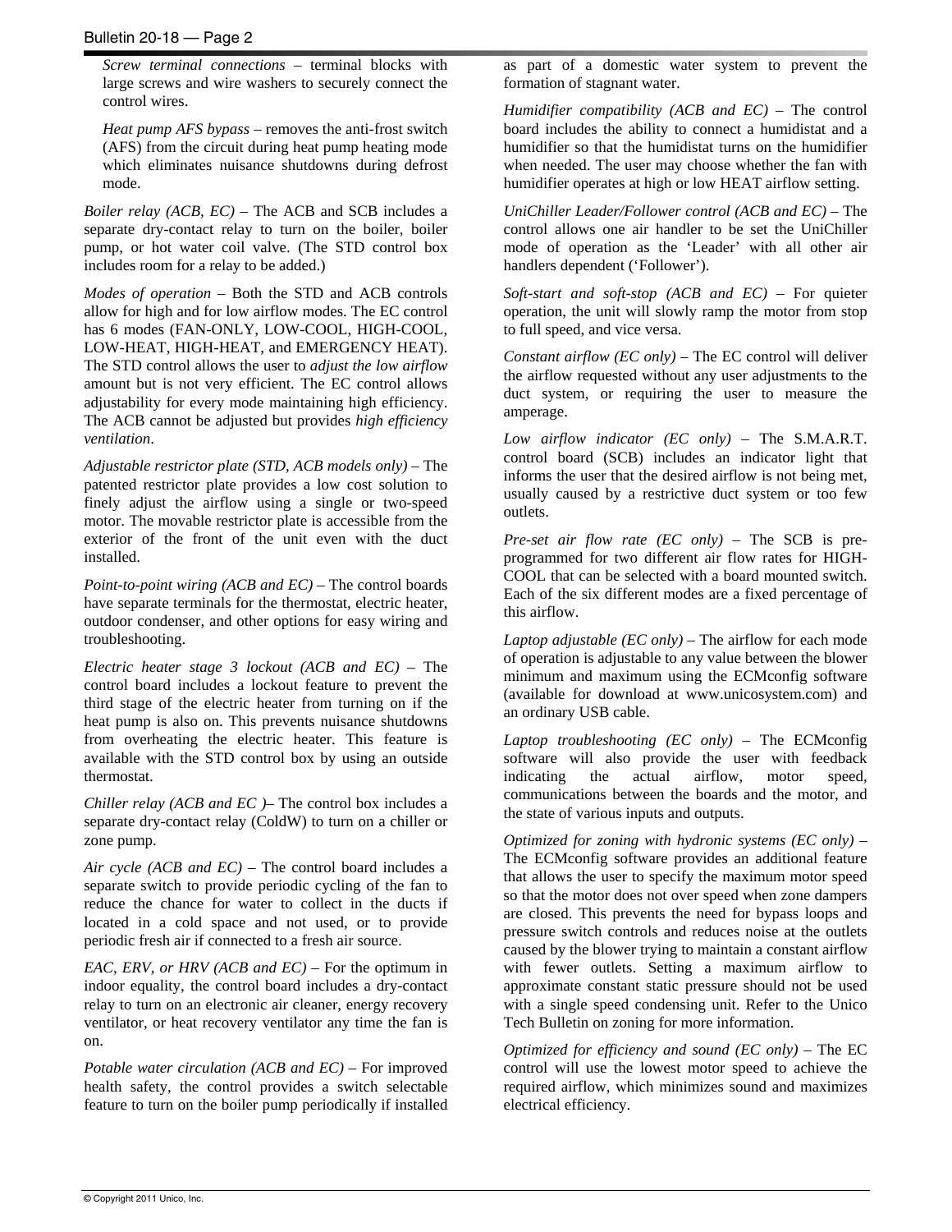*Screw terminal connections* – terminal blocks with large screws and wire washers to securely connect the control wires.

*Heat pump AFS bypass* – removes the anti-frost switch (AFS) from the circuit during heat pump heating mode which eliminates nuisance shutdowns during defrost mode.

*Boiler relay (ACB, EC)* – The ACB and SCB includes a separate dry-contact relay to turn on the boiler, boiler pump, or hot water coil valve. (The STD control box includes room for a relay to be added.)

*Modes of operation* – Both the STD and ACB controls allow for high and for low airflow modes. The EC control has 6 modes (FAN-ONLY, LOW-COOL, HIGH-COOL, LOW-HEAT, HIGH-HEAT, and EMERGENCY HEAT). The STD control allows the user to *adjust the low airflow* amount but is not very efficient. The EC control allows adjustability for every mode maintaining high efficiency. The ACB cannot be adjusted but provides *high efficiency ventilation*.

*Adjustable restrictor plate (STD, ACB models only)* – The patented restrictor plate provides a low cost solution to finely adjust the airflow using a single or two-speed motor. The movable restrictor plate is accessible from the exterior of the front of the unit even with the duct installed.

*Point-to-point wiring (ACB and EC)* – The control boards have separate terminals for the thermostat, electric heater, outdoor condenser, and other options for easy wiring and troubleshooting.

*Electric heater stage 3 lockout (ACB and EC)* – The control board includes a lockout feature to prevent the third stage of the electric heater from turning on if the heat pump is also on. This prevents nuisance shutdowns from overheating the electric heater. This feature is available with the STD control box by using an outside thermostat.

*Chiller relay (ACB and EC )*– The control box includes a separate dry-contact relay (ColdW) to turn on a chiller or zone pump.

*Air cycle (ACB and EC)* – The control board includes a separate switch to provide periodic cycling of the fan to reduce the chance for water to collect in the ducts if located in a cold space and not used, or to provide periodic fresh air if connected to a fresh air source.

*EAC, ERV, or HRV (ACB and EC)* – For the optimum in indoor equality, the control board includes a dry-contact relay to turn on an electronic air cleaner, energy recovery ventilator, or heat recovery ventilator any time the fan is on.

*Potable water circulation (ACB and EC)* – For improved health safety, the control provides a switch selectable feature to turn on the boiler pump periodically if installed as part of a domestic water system to prevent the formation of stagnant water.

*Humidifier compatibility (ACB and EC)* – The control board includes the ability to connect a humidistat and a humidifier so that the humidistat turns on the humidifier when needed. The user may choose whether the fan with humidifier operates at high or low HEAT airflow setting.

*UniChiller Leader/Follower control (ACB and EC)* – The control allows one air handler to be set the UniChiller mode of operation as the 'Leader' with all other air handlers dependent ('Follower').

*Soft-start and soft-stop (ACB and EC)* – For quieter operation, the unit will slowly ramp the motor from stop to full speed, and vice versa.

*Constant airflow (EC only)* – The EC control will deliver the airflow requested without any user adjustments to the duct system, or requiring the user to measure the amperage.

*Low airflow indicator (EC only)* – The S.M.A.R.T. control board (SCB) includes an indicator light that informs the user that the desired airflow is not being met, usually caused by a restrictive duct system or too few outlets.

*Pre-set air flow rate (EC only)* – The SCB is pre-programmed for two different air flow rates for HIGH-COOL that can be selected with a board mounted switch. Each of the six different modes are a fixed percentage of this airflow.

*Laptop adjustable (EC only)* – The airflow for each mode of operation is adjustable to any value between the blower minimum and maximum using the ECMconfig software (available for download at www.unicosystem.com) and an ordinary USB cable.

*Laptop troubleshooting (EC only)* – The ECMconfig software will also provide the user with feedback indicating the actual airflow, motor speed, communications between the boards and the motor, and the state of various inputs and outputs.

*Optimized for zoning with hydronic systems (EC only)* – The ECMconfig software provides an additional feature that allows the user to specify the maximum motor speed so that the motor does not over speed when zone dampers are closed. This prevents the need for bypass loops and pressure switch controls and reduces noise at the outlets caused by the blower trying to maintain a constant airflow with fewer outlets. Setting a maximum airflow to approximate constant static pressure should not be used with a single speed condensing unit. Refer to the Unico Tech Bulletin on zoning for more information.

*Optimized for efficiency and sound (EC only)* – The EC control will use the lowest motor speed to achieve the required airflow, which minimizes sound and maximizes electrical efficiency.

© Copyright 2011 Unico, Inc.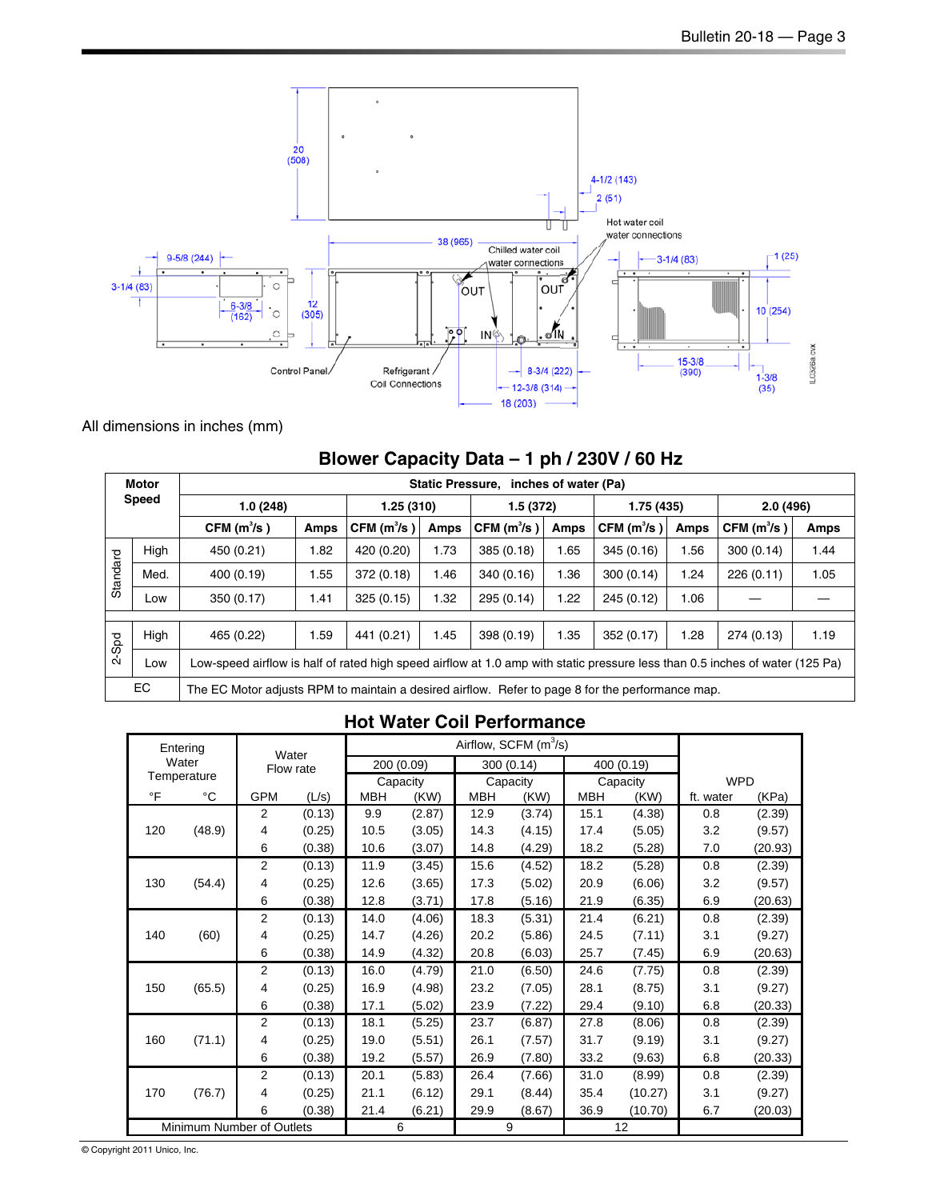All dimensions in inches (mm)

## Blower Capacity Data – 1 ph / 230V / 60 Hz

| Motor Speed | | Static Pressure, inches of water (Pa) | | | | | | | | | |
|---|---|---|---|---|---|---|---|---|---|---|---|
| | | 1.0 (248) | | 1.25 (310) | | 1.5 (372) | | 1.75 (435) | | 2.0 (496) | |
| | | CFM ($m^3/s$) | Amps | CFM ($m^3/s$) | Amps | CFM ($m^3/s$) | Amps | CFM ($m^3/s$) | Amps | CFM ($m^3/s$) | Amps |
| Standard | High | 450 (0.21) | 1.82 | 420 (0.20) | 1.73 | 385 (0.18) | 1.65 | 345 (0.16) | 1.56 | 300 (0.14) | 1.44 |
| | Med. | 400 (0.19) | 1.55 | 372 (0.18) | 1.46 | 340 (0.16) | 1.36 | 300 (0.14) | 1.24 | 226 (0.11) | 1.05 |
| | Low | 350 (0.17) | 1.41 | 325 (0.15) | 1.32 | 295 (0.14) | 1.22 | 245 (0.12) | 1.06 | — | — |
| 2-Spd | High | 465 (0.22) | 1.59 | 441 (0.21) | 1.45 | 398 (0.19) | 1.35 | 352 (0.17) | 1.28 | 274 (0.13) | 1.19 |
| | Low | Low-speed airflow is half of rated high speed airflow at 1.0 amp with static pressure less than 0.5 inches of water (125 Pa) | | | | | | | | | |
| EC | | The EC Motor adjusts RPM to maintain a desired airflow. Refer to page 8 for the performance map. | | | | | | | | | |

## Hot Water Coil Performance

| Entering Water Temperature | | Water Flow rate | | Airflow, SCFM ($m^3/s$) | | | | | | WPD | |
|---|---|---|---|---|---|---|---|---|---|---|---|
| | | | | 200 (0.09) | | 300 (0.14) | | 400 (0.19) | | | |
| | | | | Capacity | | Capacity | | Capacity | | | |
| °F | °C | GPM | (L/s) | MBH | (KW) | MBH | (KW) | MBH | (KW) | ft. water | (KPa) |
| 120 | (48.9) | 2 | (0.13) | 9.9 | (2.87) | 12.9 | (3.74) | 15.1 | (4.38) | 0.8 | (2.39) |
| | | 4 | (0.25) | 10.5 | (3.05) | 14.3 | (4.15) | 17.4 | (5.05) | 3.2 | (9.57) |
| | | 6 | (0.38) | 10.6 | (3.07) | 14.8 | (4.29) | 18.2 | (5.28) | 7.0 | (20.93) |
| 130 | (54.4) | 2 | (0.13) | 11.9 | (3.45) | 15.6 | (4.52) | 18.2 | (5.28) | 0.8 | (2.39) |
| | | 4 | (0.25) | 12.6 | (3.65) | 17.3 | (5.02) | 20.9 | (6.06) | 3.2 | (9.57) |
| | | 6 | (0.38) | 12.8 | (3.71) | 17.8 | (5.16) | 21.9 | (6.35) | 6.9 | (20.63) |
| 140 | (60) | 2 | (0.13) | 14.0 | (4.06) | 18.3 | (5.31) | 21.4 | (6.21) | 0.8 | (2.39) |
| | | 4 | (0.25) | 14.7 | (4.26) | 20.2 | (5.86) | 24.5 | (7.11) | 3.1 | (9.27) |
| | | 6 | (0.38) | 14.9 | (4.32) | 20.8 | (6.03) | 25.7 | (7.45) | 6.9 | (20.63) |
| 150 | (65.5) | 2 | (0.13) | 16.0 | (4.79) | 21.0 | (6.50) | 24.6 | (7.75) | 0.8 | (2.39) |
| | | 4 | (0.25) | 16.9 | (4.98) | 23.2 | (7.05) | 28.1 | (8.75) | 3.1 | (9.27) |
| | | 6 | (0.38) | 17.1 | (5.02) | 23.9 | (7.22) | 29.4 | (9.10) | 6.8 | (20.33) |
| 160 | (71.1) | 2 | (0.13) | 18.1 | (5.25) | 23.7 | (6.87) | 27.8 | (8.06) | 0.8 | (2.39) |
| | | 4 | (0.25) | 19.0 | (5.51) | 26.1 | (7.57) | 31.7 | (9.19) | 3.1 | (9.27) |
| | | 6 | (0.38) | 19.2 | (5.57) | 26.9 | (7.80) | 33.2 | (9.63) | 6.8 | (20.33) |
| 170 | (76.7) | 2 | (0.13) | 20.1 | (5.83) | 26.4 | (7.66) | 31.0 | (8.99) | 0.8 | (2.39) |
| | | 4 | (0.25) | 21.1 | (6.12) | 29.1 | (8.44) | 35.4 | (10.27) | 3.1 | (9.27) |
| | | 6 | (0.38) | 21.4 | (6.21) | 29.9 | (8.67) | 36.9 | (10.70) | 6.7 | (20.03) |
| Minimum Number of Outlets | | | | 6 | | 9 | | 12 | | | |

© Copyright 2011 Unico, Inc.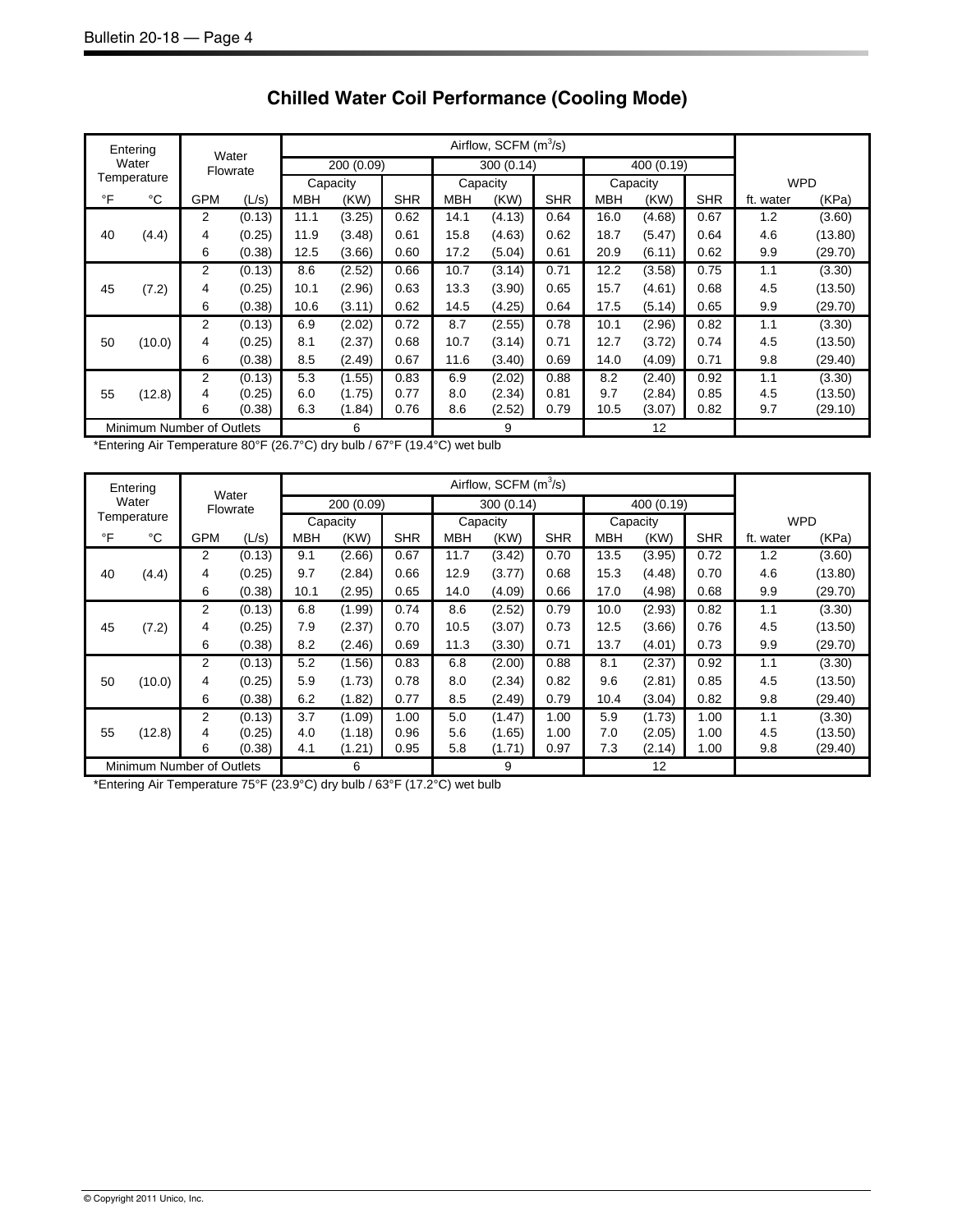# Chilled Water Coil Performance (Cooling Mode)

| Entering Water Temperature | | Water Flowrate | | Airflow, SCFM ($m^3/s$) | | | | | | | | | | |
|---|---|---|---|---|---|---|---|---|---|---|---|---|---|---|
| | | | | 200 (0.09) | | | 300 (0.14) | | | 400 (0.19) | | | | |
| | | | | Capacity | | | Capacity | | | Capacity | | | WPD | |
| °F | °C | GPM | (L/s) | MBH | (KW) | SHR | MBH | (KW) | SHR | MBH | (KW) | SHR | ft. water | (KPa) |
| 40 | (4.4) | 2 | (0.13) | 11.1 | (3.25) | 0.62 | 14.1 | (4.13) | 0.64 | 16.0 | (4.68) | 0.67 | 1.2 | (3.60) |
| | | 4 | (0.25) | 11.9 | (3.48) | 0.61 | 15.8 | (4.63) | 0.62 | 18.7 | (5.47) | 0.64 | 4.6 | (13.80) |
| | | 6 | (0.38) | 12.5 | (3.66) | 0.60 | 17.2 | (5.04) | 0.61 | 20.9 | (6.11) | 0.62 | 9.9 | (29.70) |
| 45 | (7.2) | 2 | (0.13) | 8.6 | (2.52) | 0.66 | 10.7 | (3.14) | 0.71 | 12.2 | (3.58) | 0.75 | 1.1 | (3.30) |
| | | 4 | (0.25) | 10.1 | (2.96) | 0.63 | 13.3 | (3.90) | 0.65 | 15.7 | (4.61) | 0.68 | 4.5 | (13.50) |
| | | 6 | (0.38) | 10.6 | (3.11) | 0.62 | 14.5 | (4.25) | 0.64 | 17.5 | (5.14) | 0.65 | 9.9 | (29.70) |
| 50 | (10.0) | 2 | (0.13) | 6.9 | (2.02) | 0.72 | 8.7 | (2.55) | 0.78 | 10.1 | (2.96) | 0.82 | 1.1 | (3.30) |
| | | 4 | (0.25) | 8.1 | (2.37) | 0.68 | 10.7 | (3.14) | 0.71 | 12.7 | (3.72) | 0.74 | 4.5 | (13.50) |
| | | 6 | (0.38) | 8.5 | (2.49) | 0.67 | 11.6 | (3.40) | 0.69 | 14.0 | (4.09) | 0.71 | 9.8 | (29.40) |
| 55 | (12.8) | 2 | (0.13) | 5.3 | (1.55) | 0.83 | 6.9 | (2.02) | 0.88 | 8.2 | (2.40) | 0.92 | 1.1 | (3.30) |
| | | 4 | (0.25) | 6.0 | (1.75) | 0.77 | 8.0 | (2.34) | 0.81 | 9.7 | (2.84) | 0.85 | 4.5 | (13.50) |
| | | 6 | (0.38) | 6.3 | (1.84) | 0.76 | 8.6 | (2.52) | 0.79 | 10.5 | (3.07) | 0.82 | 9.7 | (29.10) |
| Minimum Number of Outlets | | | | 6 | | | 9 | | | 12 | | | | |

*Entering Air Temperature 80°F (26.7°C) dry bulb / 67°F (19.4°C) wet bulb

| Entering Water Temperature | | Water Flowrate | | Airflow, SCFM ($m^3/s$) | | | | | | | | | | |
|---|---|---|---|---|---|---|---|---|---|---|---|---|---|---|
| | | | | 200 (0.09) | | | 300 (0.14) | | | 400 (0.19) | | | | |
| | | | | Capacity | | | Capacity | | | Capacity | | | WPD | |
| °F | °C | GPM | (L/s) | MBH | (KW) | SHR | MBH | (KW) | SHR | MBH | (KW) | SHR | ft. water | (KPa) |
| 40 | (4.4) | 2 | (0.13) | 9.1 | (2.66) | 0.67 | 11.7 | (3.42) | 0.70 | 13.5 | (3.95) | 0.72 | 1.2 | (3.60) |
| | | 4 | (0.25) | 9.7 | (2.84) | 0.66 | 12.9 | (3.77) | 0.68 | 15.3 | (4.48) | 0.70 | 4.6 | (13.80) |
| | | 6 | (0.38) | 10.1 | (2.95) | 0.65 | 14.0 | (4.09) | 0.66 | 17.0 | (4.98) | 0.68 | 9.9 | (29.70) |
| 45 | (7.2) | 2 | (0.13) | 6.8 | (1.99) | 0.74 | 8.6 | (2.52) | 0.79 | 10.0 | (2.93) | 0.82 | 1.1 | (3.30) |
| | | 4 | (0.25) | 7.9 | (2.37) | 0.70 | 10.5 | (3.07) | 0.73 | 12.5 | (3.66) | 0.76 | 4.5 | (13.50) |
| | | 6 | (0.38) | 8.2 | (2.46) | 0.69 | 11.3 | (3.30) | 0.71 | 13.7 | (4.01) | 0.73 | 9.9 | (29.70) |
| 50 | (10.0) | 2 | (0.13) | 5.2 | (1.56) | 0.83 | 6.8 | (2.00) | 0.88 | 8.1 | (2.37) | 0.92 | 1.1 | (3.30) |
| | | 4 | (0.25) | 5.9 | (1.73) | 0.78 | 8.0 | (2.34) | 0.82 | 9.6 | (2.81) | 0.85 | 4.5 | (13.50) |
| | | 6 | (0.38) | 6.2 | (1.82) | 0.77 | 8.5 | (2.49) | 0.79 | 10.4 | (3.04) | 0.82 | 9.8 | (29.40) |
| 55 | (12.8) | 2 | (0.13) | 3.7 | (1.09) | 1.00 | 5.0 | (1.47) | 1.00 | 5.9 | (1.73) | 1.00 | 1.1 | (3.30) |
| | | 4 | (0.25) | 4.0 | (1.18) | 0.96 | 5.6 | (1.65) | 1.00 | 7.0 | (2.05) | 1.00 | 4.5 | (13.50) |
| | | 6 | (0.38) | 4.1 | (1.21) | 0.95 | 5.8 | (1.71) | 0.97 | 7.3 | (2.14) | 1.00 | 9.8 | (29.40) |
| Minimum Number of Outlets | | | | 6 | | | 9 | | | 12 | | | | |

*Entering Air Temperature 75°F (23.9°C) dry bulb / 63°F (17.2°C) wet bulb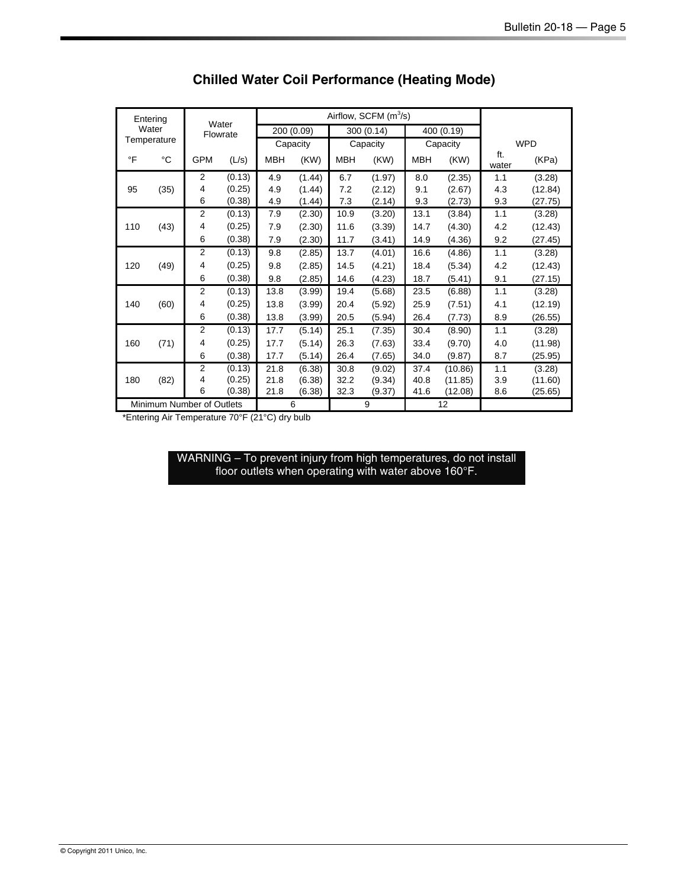## Chilled Water Coil Performance (Heating Mode)

| Entering Water Temperature | | Water Flowrate | | Airflow, SCFM ($m^3/s$) | | | | | | WPD | |
|---|---|---|---|---|---|---|---|---|---|---|---|
| | | | | 200 (0.09) | | 300 (0.14) | | 400 (0.19) | | | |
| | | | | Capacity | | Capacity | | Capacity | | | |
| °F | °C | GPM | (L/s) | MBH | (KW) | MBH | (KW) | MBH | (KW) | ft. water | (KPa) |
| 95 | (35) | 2 | (0.13) | 4.9 | (1.44) | 6.7 | (1.97) | 8.0 | (2.35) | 1.1 | (3.28) |
| | | 4 | (0.25) | 4.9 | (1.44) | 7.2 | (2.12) | 9.1 | (2.67) | 4.3 | (12.84) |
| | | 6 | (0.38) | 4.9 | (1.44) | 7.3 | (2.14) | 9.3 | (2.73) | 9.3 | (27.75) |
| 110 | (43) | 2 | (0.13) | 7.9 | (2.30) | 10.9 | (3.20) | 13.1 | (3.84) | 1.1 | (3.28) |
| | | 4 | (0.25) | 7.9 | (2.30) | 11.6 | (3.39) | 14.7 | (4.30) | 4.2 | (12.43) |
| | | 6 | (0.38) | 7.9 | (2.30) | 11.7 | (3.41) | 14.9 | (4.36) | 9.2 | (27.45) |
| 120 | (49) | 2 | (0.13) | 9.8 | (2.85) | 13.7 | (4.01) | 16.6 | (4.86) | 1.1 | (3.28) |
| | | 4 | (0.25) | 9.8 | (2.85) | 14.5 | (4.21) | 18.4 | (5.34) | 4.2 | (12.43) |
| | | 6 | (0.38) | 9.8 | (2.85) | 14.6 | (4.23) | 18.7 | (5.41) | 9.1 | (27.15) |
| 140 | (60) | 2 | (0.13) | 13.8 | (3.99) | 19.4 | (5.68) | 23.5 | (6.88) | 1.1 | (3.28) |
| | | 4 | (0.25) | 13.8 | (3.99) | 20.4 | (5.92) | 25.9 | (7.51) | 4.1 | (12.19) |
| | | 6 | (0.38) | 13.8 | (3.99) | 20.5 | (5.94) | 26.4 | (7.73) | 8.9 | (26.55) |
| 160 | (71) | 2 | (0.13) | 17.7 | (5.14) | 25.1 | (7.35) | 30.4 | (8.90) | 1.1 | (3.28) |
| | | 4 | (0.25) | 17.7 | (5.14) | 26.3 | (7.63) | 33.4 | (9.70) | 4.0 | (11.98) |
| | | 6 | (0.38) | 17.7 | (5.14) | 26.4 | (7.65) | 34.0 | (9.87) | 8.7 | (25.95) |
| 180 | (82) | 2 | (0.13) | 21.8 | (6.38) | 30.8 | (9.02) | 37.4 | (10.86) | 1.1 | (3.28) |
| | | 4 | (0.25) | 21.8 | (6.38) | 32.2 | (9.34) | 40.8 | (11.85) | 3.9 | (11.60) |
| | | 6 | (0.38) | 21.8 | (6.38) | 32.3 | (9.37) | 41.6 | (12.08) | 8.6 | (25.65) |
| Minimum Number of Outlets | | | | 6 | | 9 | | 12 | | | |

*Entering Air Temperature 70°F (21°C) dry bulb

**WARNING – To prevent injury from high temperatures, do not install floor outlets when operating with water above 160°F.**

© Copyright 2011 Unico, Inc.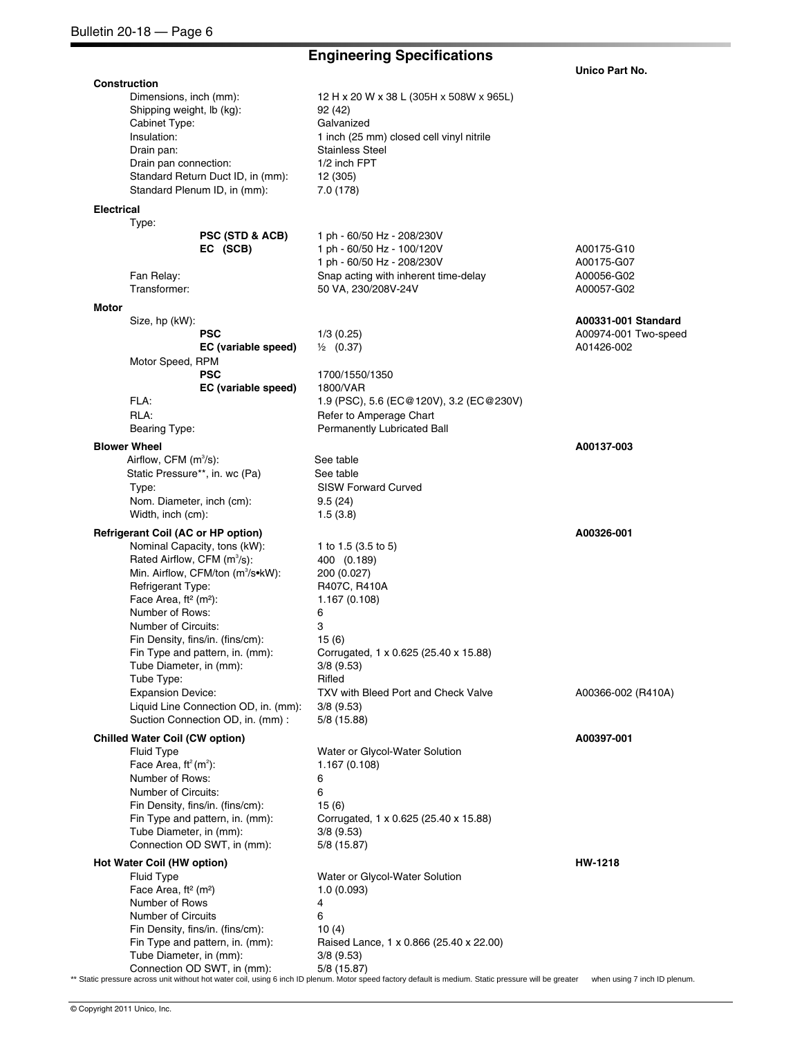## Engineering Specifications

| | | Unico Part No. |
|---|---|---|
| **Construction** | | |
| Dimensions, inch (mm): | 12 H x 20 W x 38 L (305H x 508W x 965L) | |
| Shipping weight, lb (kg): | 92 (42) | |
| Cabinet Type: | Galvanized | |
| Insulation: | 1 inch (25 mm) closed cell vinyl nitrile | |
| Drain pan: | Stainless Steel | |
| Drain pan connection: | 1/2 inch FPT | |
| Standard Return Duct ID, in (mm): | 12 (305) | |
| Standard Plenum ID, in (mm): | 7.0 (178) | |
| **Electrical** | | |
| Type: | | |
| **PSC (STD & ACB)** | 1 ph - 60/50 Hz - 208/230V | |
| **EC (SCB)** | 1 ph - 60/50 Hz - 100/120V | A00175-G10 |
| | 1 ph - 60/50 Hz - 208/230V | A00175-G07 |
| Fan Relay: | Snap acting with inherent time-delay | A00056-G02 |
| Transformer: | 50 VA, 230/208V-24V | A00057-G02 |
| **Motor** | | |
| Size, hp (kW): | | **A00331-001 Standard** |
| **PSC** | 1/3 (0.25) | A00974-001 Two-speed |
| **EC (variable speed)** | ½ (0.37) | A01426-002 |
| Motor Speed, RPM | | |
| **PSC** | 1700/1550/1350 | |
| **EC (variable speed)** | 1800/VAR | |
| FLA: | 1.9 (PSC), 5.6 (EC@120V), 3.2 (EC@230V) | |
| RLA: | Refer to Amperage Chart | |
| Bearing Type: | Permanently Lubricated Ball | |
| **Blower Wheel** | | **A00137-003** |
| Airflow, CFM ($m^3/s$): | See table | |
| Static Pressure**, in. wc (Pa) | See table | |
| Type: | SISW Forward Curved | |
| Nom. Diameter, inch (cm): | 9.5 (24) | |
| Width, inch (cm): | 1.5 (3.8) | |
| **Refrigerant Coil (AC or HP option)** | | **A00326-001** |
| Nominal Capacity, tons (kW): | 1 to 1.5 (3.5 to 5) | |
| Rated Airflow, CFM ($m^3/s$): | 400 (0.189) | |
| Min. Airflow, CFM/ton ($m^3/s$•kW): | 200 (0.027) | |
| Refrigerant Type: | R407C, R410A | |
| Face Area, ft² (m²): | 1.167 (0.108) | |
| Number of Rows: | 6 | |
| Number of Circuits: | 3 | |
| Fin Density, fins/in. (fins/cm): | 15 (6) | |
| Fin Type and pattern, in. (mm): | Corrugated, 1 x 0.625 (25.40 x 15.88) | |
| Tube Diameter, in (mm): | 3/8 (9.53) | |
| Tube Type: | Rifled | |
| Expansion Device: | TXV with Bleed Port and Check Valve | A00366-002 (R410A) |
| Liquid Line Connection OD, in. (mm): | 3/8 (9.53) | |
| Suction Connection OD, in. (mm) : | 5/8 (15.88) | |
| **Chilled Water Coil (CW option)** | | **A00397-001** |
| Fluid Type | Water or Glycol-Water Solution | |
| Face Area, ft² (m²): | 1.167 (0.108) | |
| Number of Rows: | 6 | |
| Number of Circuits: | 6 | |
| Fin Density, fins/in. (fins/cm): | 15 (6) | |
| Fin Type and pattern, in. (mm): | Corrugated, 1 x 0.625 (25.40 x 15.88) | |
| Tube Diameter, in (mm): | 3/8 (9.53) | |
| Connection OD SWT, in (mm): | 5/8 (15.87) | |
| **Hot Water Coil (HW option)** | | **HW-1218** |
| Fluid Type | Water or Glycol-Water Solution | |
| Face Area, ft² (m²) | 1.0 (0.093) | |
| Number of Rows | 4 | |
| Number of Circuits | 6 | |
| Fin Density, fins/in. (fins/cm): | 10 (4) | |
| Fin Type and pattern, in. (mm): | Raised Lance, 1 x 0.866 (25.40 x 22.00) | |
| Tube Diameter, in (mm): | 3/8 (9.53) | |
| Connection OD SWT, in (mm): | 5/8 (15.87) | |

** Static pressure across unit without hot water coil, using 6 inch ID plenum. Motor speed factory default is medium. Static pressure will be greater when using 7 inch ID plenum.

© Copyright 2011 Unico, Inc.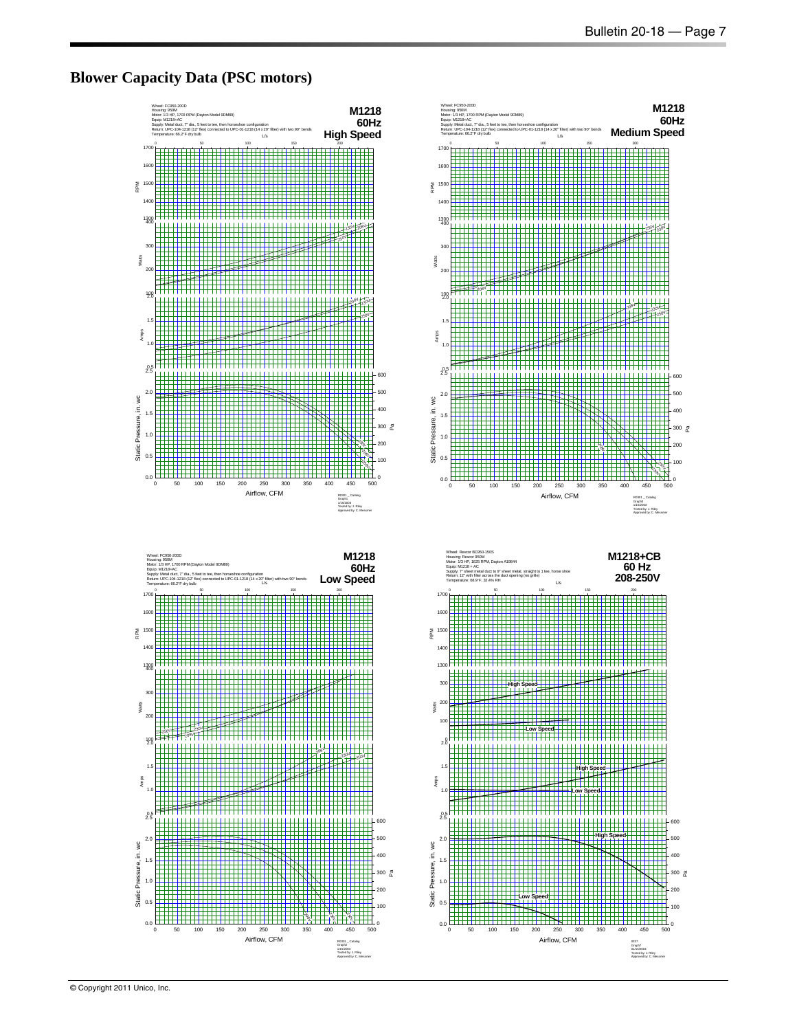# Blower Capacity Data (PSC motors)

Wheel: FC950-200D
Housing: 950M
Motor: 1/3 HP, 1700 RPM (Dayton Model 9DM89)
Equip: M1218+AC
Supply: Metal duct, 7" dia., 5 feet to tee, then horseshoe configuration
Return: UPC-104-1218 (12" flex) connected to UPC-01-1218 (14 x 20" filter) with two 90° bends
Temperature: 66.2°F dry bulb

**M1218 60Hz High Speed**

RPM / Watts / Amps / Static Pressure, in. wc — Airflow, CFM / L/s / Pa

R0301 _ Catalog
Graph1
1/16/2003
Tested by: J. Riley
Approved by: C. Messmer

Wheel: FC950-200D
Housing: 950M
Motor: 1/3 HP, 1700 RPM (Dayton Model 9DM89)
Equip: M1218+AC
Supply: Metal duct, 7" dia., 5 feet to tee, then horseshoe configuration
Return: UPC-104-1218 (12" flex) connected to UPC-01-1218 (14 x 20" filter) with two 90° bends
Temperature: 66.2°F dry bulb

**M1218 60Hz Medium Speed**

RPM / Watts / Amps / Static Pressure, in. wc — Airflow, CFM / L/s / Pa

R0301 _ Catalog
Graph3
1/16/2003
Tested by: J. Riley
Approved by: C. Messmer

Wheel: FC950-200D
Housing: 950M
Motor: 1/3 HP, 1700 RPM (Dayton Model 9DM89)
Equip: M1218+AC
Supply: Metal duct, 7" dia., 5 feet to tee, then horseshoe configuration
Return: UPC-104-1218 (12" flex) connected to UPC-01-1218 (14 x 20" filter) with two 90° bends
Temperature: 66.2°F dry bulb

**M1218 60Hz Low Speed**

RPM / Watts / Amps / Static Pressure, in. wc — Airflow, CFM / L/s / Pa

R0301 _ Catalog
Graph2
1/16/2003
Tested by: J. Riley
Approved by: C. Messmer

Wheel: Rexcor BC950-150S
Housing: Rexcor 950M
Motor: 1/3 HP, 1625 RPM, Dayton A19844
Equip: M1218 + AC
Supply: 7" sheet metal duct to 9" sheet metal, straight to 1 tee, horse shoe
Return: 12" with filter across the duct opening (no grille)
Temperature: 68.9°F, 32.4% RH

**M1218+CB 60 Hz 208-250V**

RPM / Watts / Amps / Static Pressure, in. wc — Airflow, CFM / L/s / Pa
High Speed / Low Speed

I037
Graph7
01/15/2004
Tested by: J. Riley
Approved by: C. Messmer

© Copyright 2011 Unico, Inc.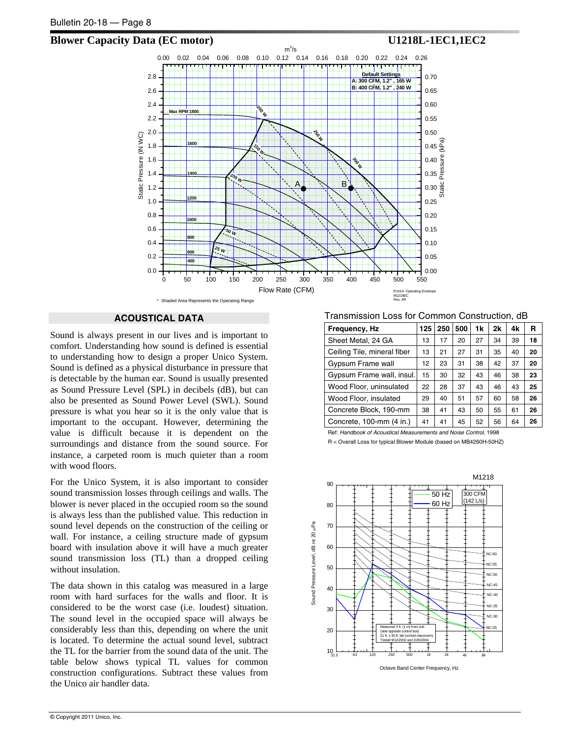## Blower Capacity Data (EC motor)

## U1218L-1EC1,1EC2

m³/s

0.00 0.02 0.04 0.06 0.08 0.10 0.12 0.14 0.16 0.18 0.20 0.22 0.24 0.26

Default Settings
A: 300 CFM, 1.2", 165 W
B: 400 CFM, 1.2", 240 W

Max RPM 1800

1600

1400

1200

1000

800

600

400

200 W

250 W

150 W

300 W

100 W

50 W

25 W

A

B

Static Pressure (IN WC)

0.0 0.2 0.4 0.6 0.8 1.0 1.2 1.4 1.6 1.8 2.0 2.2 2.4 2.6 2.8

Static Pressure (kPa)

0.00 0.05 0.10 0.15 0.20 0.25 0.30 0.35 0.40 0.45 0.50 0.55 0.60 0.65 0.70

0 50 100 150 200 250 300 350 400 450 500 550

Flow Rate (CFM)

R1014- Operating Envelope
M1218EC
Rev. AR

\* Shaded Area Represents the Operating Range

### ACOUSTICAL DATA

Sound is always present in our lives and is important to comfort. Understanding how sound is defined is essential to understanding how to design a proper Unico System. Sound is defined as a physical disturbance in pressure that is detectable by the human ear. Sound is usually presented as Sound Pressure Level (SPL) in decibels (dB), but can also be presented as Sound Power Level (SWL). Sound pressure is what you hear so it is the only value that is important to the occupant. However, determining the value is difficult because it is dependent on the surroundings and distance from the sound source. For instance, a carpeted room is much quieter than a room with wood floors.

For the Unico System, it is also important to consider sound transmission losses through ceilings and walls. The blower is never placed in the occupied room so the sound is always less than the published value. This reduction in sound level depends on the construction of the ceiling or wall. For instance, a ceiling structure made of gypsum board with insulation above it will have a much greater sound transmission loss (TL) than a dropped ceiling without insulation.

The data shown in this catalog was measured in a large room with hard surfaces for the walls and floor. It is considered to be the worst case (i.e. loudest) situation. The sound level in the occupied space will always be considerably less than this, depending on where the unit is located. To determine the actual sound level, subtract the TL for the barrier from the sound data of the unit. The table below shows typical TL values for common construction configurations. Subtract these values from the Unico air handler data.

Transmission Loss for Common Construction, dB

| Frequency, Hz | 125 | 250 | 500 | 1k | 2k | 4k | R |
|---|---|---|---|---|---|---|---|
| Sheet Metal, 24 GA | 13 | 17 | 20 | 27 | 34 | 39 | **18** |
| Ceiling Tile, mineral fiber | 13 | 21 | 27 | 31 | 35 | 40 | **20** |
| Gypsum Frame wall | 12 | 23 | 31 | 38 | 42 | 37 | **20** |
| Gypsum Frame wall, insul. | 15 | 30 | 32 | 43 | 46 | 38 | **23** |
| Wood Floor, uninsulated | 22 | 28 | 37 | 43 | 46 | 43 | **25** |
| Wood Floor, insulated | 29 | 40 | 51 | 57 | 60 | 58 | **26** |
| Concrete Block, 190-mm | 38 | 41 | 43 | 50 | 55 | 61 | **26** |
| Concrete, 100-mm (4 in.) | 41 | 41 | 45 | 52 | 56 | 64 | **26** |

Ref: *Handbook of Acoustical Measurements and Noise Control*, 1998

R = Overall Loss for typical Blower Module (based on MB4260H-50HZ)

M1218

50 Hz
60 Hz

300 CFM
(142 L/s)

Sound Pressure Level, dB re 20 μPa

10 20 30 40 50 60 70 80 90

NC-60
NC-55
NC-50
NC-45
NC-40
NC-35
NC-30
NC-25

Measured 3 ft. (1 m) from unit
(side opposite control box)
21 ft. x 35 ft. lab (school classroom).
Tested 9/12/2002 and 2/26/2004

31.5 63 125 250 500 1k 2k 4k 8k

Octave Band Center Frequency, Hz

© Copyright 2011 Unico, Inc.